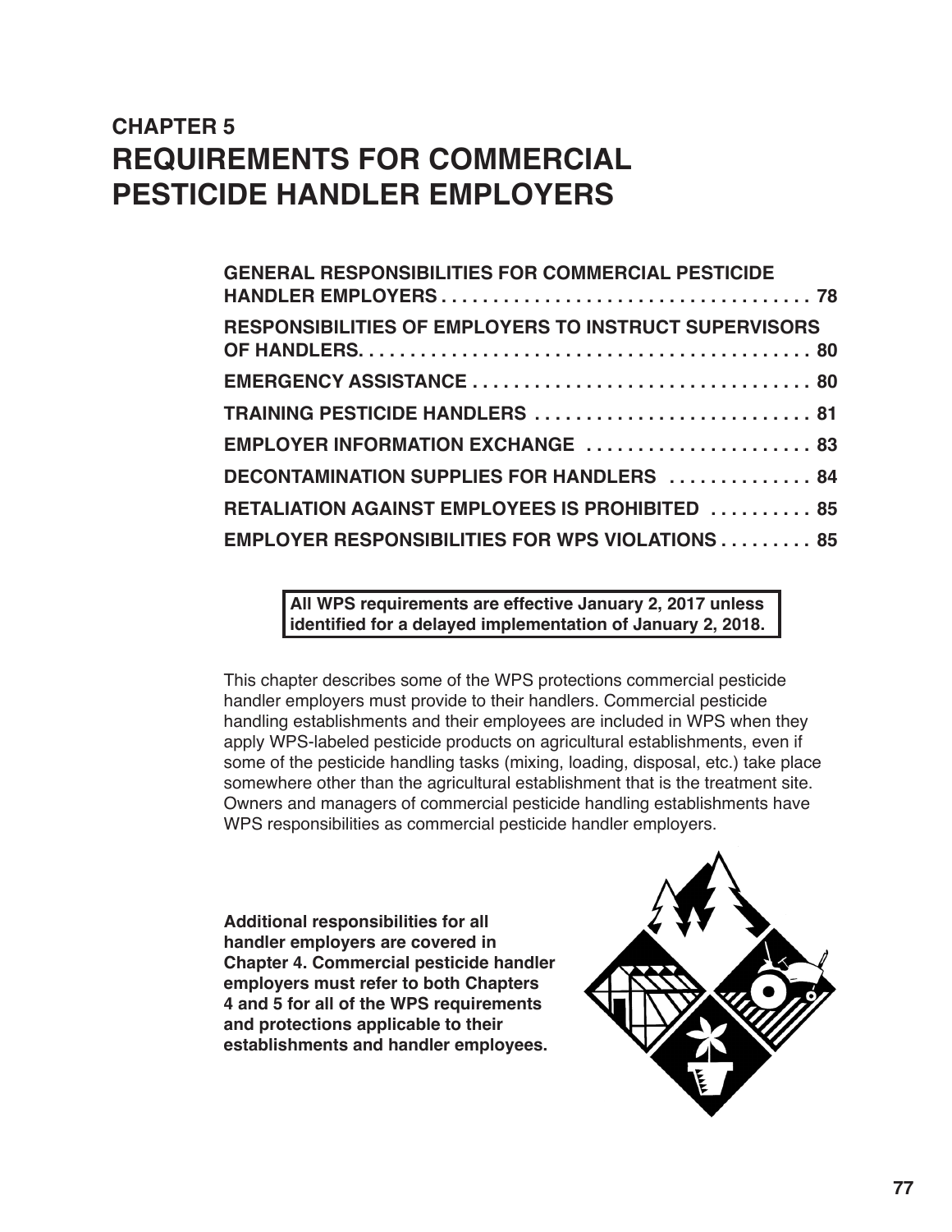# CHAPTER 5
# REQUIREMENTS FOR COMMERCIAL PESTICIDE HANDLER EMPLOYERS

**GENERAL RESPONSIBILITIES FOR COMMERCIAL PESTICIDE HANDLER EMPLOYERS . . . . . . . . . . . . . . . . . . . . . . . . . . . . . . . . . . . . 78**

**RESPONSIBILITIES OF EMPLOYERS TO INSTRUCT SUPERVISORS OF HANDLERS. . . . . . . . . . . . . . . . . . . . . . . . . . . . . . . . . . . . . . . . . . . 80**

**EMERGENCY ASSISTANCE . . . . . . . . . . . . . . . . . . . . . . . . . . . . . . . . 80**

**TRAINING PESTICIDE HANDLERS . . . . . . . . . . . . . . . . . . . . . . . . . . . 81**

**EMPLOYER INFORMATION EXCHANGE . . . . . . . . . . . . . . . . . . . . . . 83**

**DECONTAMINATION SUPPLIES FOR HANDLERS . . . . . . . . . . . . . . 84**

**RETALIATION AGAINST EMPLOYEES IS PROHIBITED . . . . . . . . . . 85**

**EMPLOYER RESPONSIBILITIES FOR WPS VIOLATIONS . . . . . . . . . 85**

**All WPS requirements are effective January 2, 2017 unless identified for a delayed implementation of January 2, 2018.**

This chapter describes some of the WPS protections commercial pesticide handler employers must provide to their handlers. Commercial pesticide handling establishments and their employees are included in WPS when they apply WPS-labeled pesticide products on agricultural establishments, even if some of the pesticide handling tasks (mixing, loading, disposal, etc.) take place somewhere other than the agricultural establishment that is the treatment site. Owners and managers of commercial pesticide handling establishments have WPS responsibilities as commercial pesticide handler employers.

**Additional responsibilities for all handler employers are covered in Chapter 4. Commercial pesticide handler employers must refer to both Chapters 4 and 5 for all of the WPS requirements and protections applicable to their establishments and handler employees.**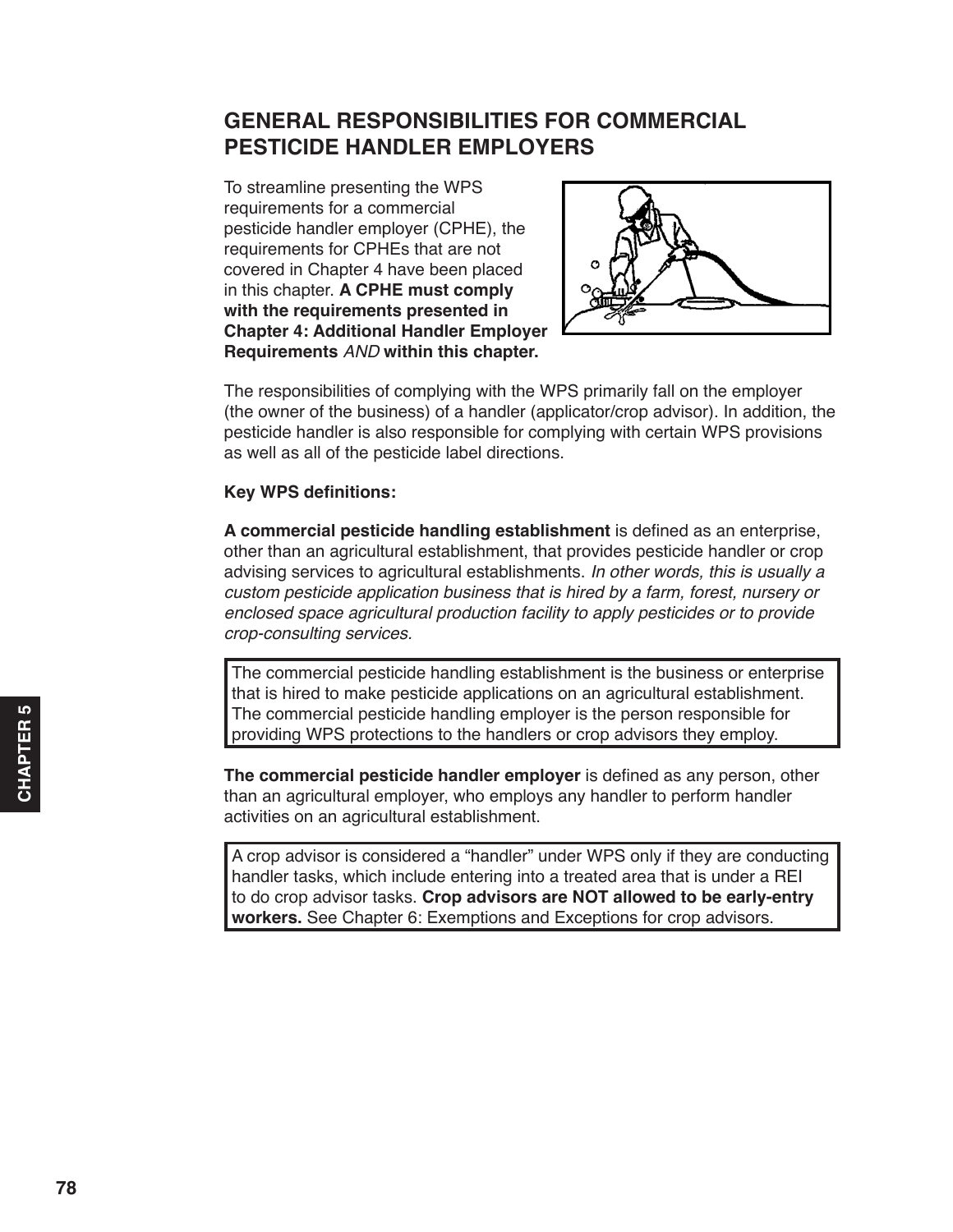## GENERAL RESPONSIBILITIES FOR COMMERCIAL PESTICIDE HANDLER EMPLOYERS

To streamline presenting the WPS requirements for a commercial pesticide handler employer (CPHE), the requirements for CPHEs that are not covered in Chapter 4 have been placed in this chapter. **A CPHE must comply with the requirements presented in Chapter 4: Additional Handler Employer Requirements** *AND* **within this chapter.**

The responsibilities of complying with the WPS primarily fall on the employer (the owner of the business) of a handler (applicator/crop advisor). In addition, the pesticide handler is also responsible for complying with certain WPS provisions as well as all of the pesticide label directions.

**Key WPS definitions:**

**A commercial pesticide handling establishment** is defined as an enterprise, other than an agricultural establishment, that provides pesticide handler or crop advising services to agricultural establishments. *In other words, this is usually a custom pesticide application business that is hired by a farm, forest, nursery or enclosed space agricultural production facility to apply pesticides or to provide crop-consulting services.*

> The commercial pesticide handling establishment is the business or enterprise that is hired to make pesticide applications on an agricultural establishment. The commercial pesticide handling employer is the person responsible for providing WPS protections to the handlers or crop advisors they employ.

**The commercial pesticide handler employer** is defined as any person, other than an agricultural employer, who employs any handler to perform handler activities on an agricultural establishment.

> A crop advisor is considered a "handler" under WPS only if they are conducting handler tasks, which include entering into a treated area that is under a REI to do crop advisor tasks. **Crop advisors are NOT allowed to be early-entry workers.** See Chapter 6: Exemptions and Exceptions for crop advisors.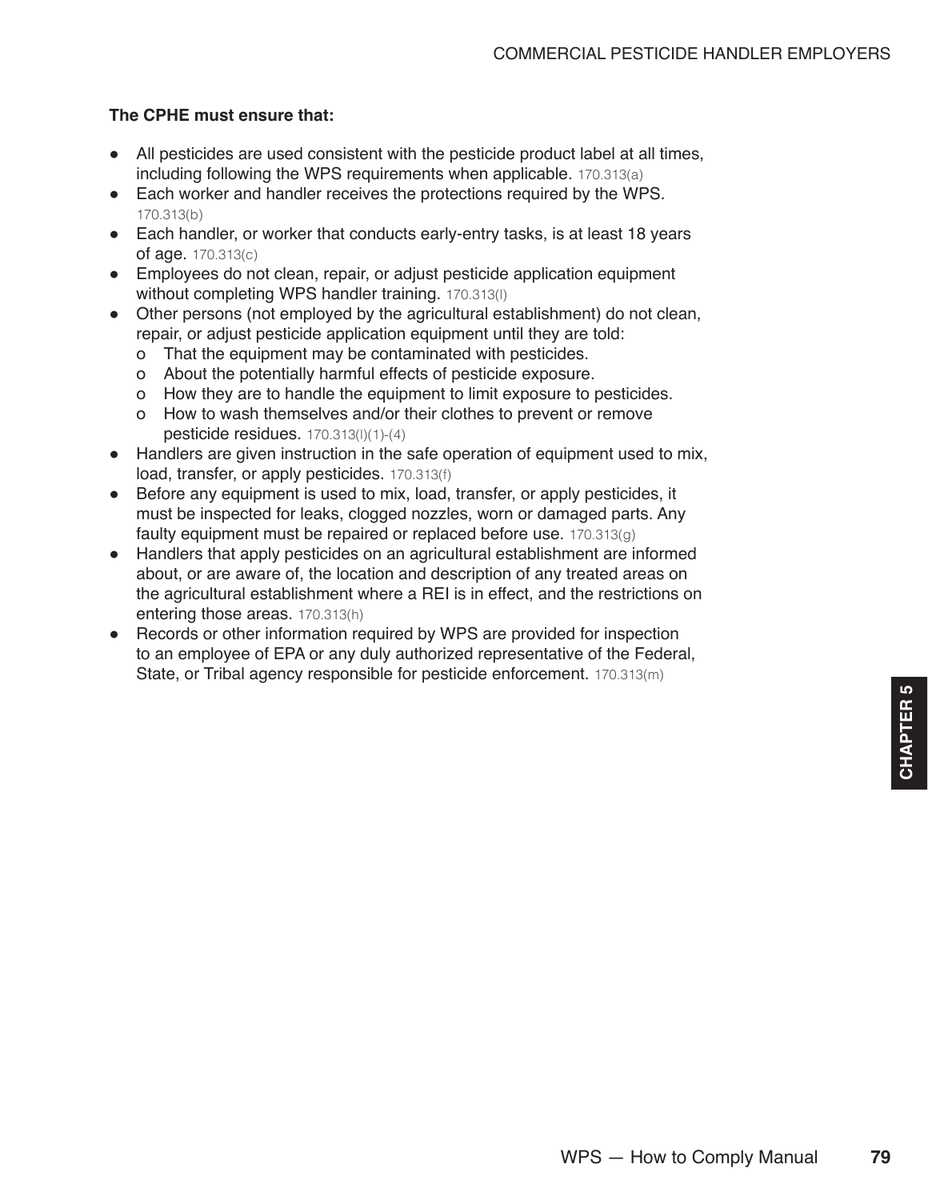**The CPHE must ensure that:**

- All pesticides are used consistent with the pesticide product label at all times, including following the WPS requirements when applicable. 170.313(a)
- Each worker and handler receives the protections required by the WPS. 170.313(b)
- Each handler, or worker that conducts early-entry tasks, is at least 18 years of age. 170.313(c)
- Employees do not clean, repair, or adjust pesticide application equipment without completing WPS handler training. 170.313(l)
- Other persons (not employed by the agricultural establishment) do not clean, repair, or adjust pesticide application equipment until they are told:
  - That the equipment may be contaminated with pesticides.
  - About the potentially harmful effects of pesticide exposure.
  - How they are to handle the equipment to limit exposure to pesticides.
  - How to wash themselves and/or their clothes to prevent or remove pesticide residues. 170.313(l)(1)-(4)
- Handlers are given instruction in the safe operation of equipment used to mix, load, transfer, or apply pesticides. 170.313(f)
- Before any equipment is used to mix, load, transfer, or apply pesticides, it must be inspected for leaks, clogged nozzles, worn or damaged parts. Any faulty equipment must be repaired or replaced before use. 170.313(g)
- Handlers that apply pesticides on an agricultural establishment are informed about, or are aware of, the location and description of any treated areas on the agricultural establishment where a REI is in effect, and the restrictions on entering those areas. 170.313(h)
- Records or other information required by WPS are provided for inspection to an employee of EPA or any duly authorized representative of the Federal, State, or Tribal agency responsible for pesticide enforcement. 170.313(m)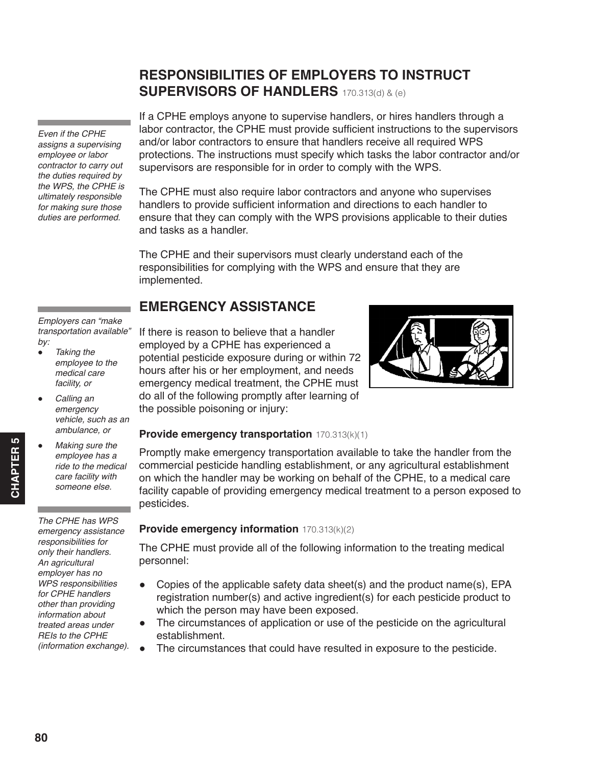## RESPONSIBILITIES OF EMPLOYERS TO INSTRUCT SUPERVISORS OF HANDLERS 170.313(d) & (e)

*Even if the CPHE assigns a supervising employee or labor contractor to carry out the duties required by the WPS, the CPHE is ultimately responsible for making sure those duties are performed.*

If a CPHE employs anyone to supervise handlers, or hires handlers through a labor contractor, the CPHE must provide sufficient instructions to the supervisors and/or labor contractors to ensure that handlers receive all required WPS protections. The instructions must specify which tasks the labor contractor and/or supervisors are responsible for in order to comply with the WPS.

The CPHE must also require labor contractors and anyone who supervises handlers to provide sufficient information and directions to each handler to ensure that they can comply with the WPS provisions applicable to their duties and tasks as a handler.

The CPHE and their supervisors must clearly understand each of the responsibilities for complying with the WPS and ensure that they are implemented.

## EMERGENCY ASSISTANCE

*Employers can "make transportation available" by:*

- *Taking the employee to the medical care facility, or*
- *Calling an emergency vehicle, such as an ambulance, or*
- *Making sure the employee has a ride to the medical care facility with someone else.*

If there is reason to believe that a handler employed by a CPHE has experienced a potential pesticide exposure during or within 72 hours after his or her employment, and needs emergency medical treatment, the CPHE must do all of the following promptly after learning of the possible poisoning or injury:

### Provide emergency transportation 170.313(k)(1)

Promptly make emergency transportation available to take the handler from the commercial pesticide handling establishment, or any agricultural establishment on which the handler may be working on behalf of the CPHE, to a medical care facility capable of providing emergency medical treatment to a person exposed to pesticides.

*The CPHE has WPS emergency assistance responsibilities for only their handlers. An agricultural employer has no WPS responsibilities for CPHE handlers other than providing information about treated areas under REIs to the CPHE (information exchange).*

### Provide emergency information 170.313(k)(2)

The CPHE must provide all of the following information to the treating medical personnel:

- Copies of the applicable safety data sheet(s) and the product name(s), EPA registration number(s) and active ingredient(s) for each pesticide product to which the person may have been exposed.
- The circumstances of application or use of the pesticide on the agricultural establishment.
- The circumstances that could have resulted in exposure to the pesticide.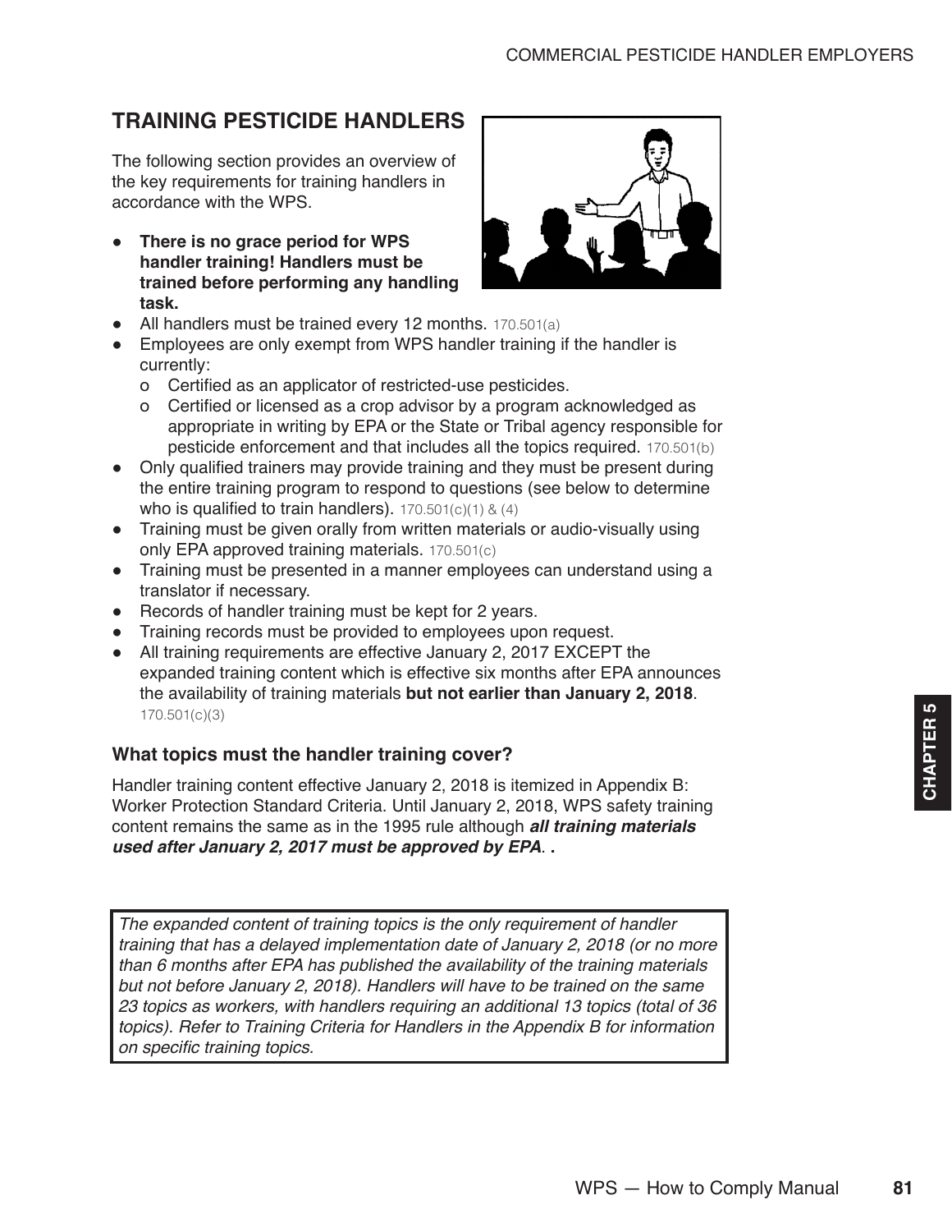## TRAINING PESTICIDE HANDLERS

The following section provides an overview of the key requirements for training handlers in accordance with the WPS.

- **There is no grace period for WPS handler training! Handlers must be trained before performing any handling task.**
- All handlers must be trained every 12 months. 170.501(a)
- Employees are only exempt from WPS handler training if the handler is currently:
  - Certified as an applicator of restricted-use pesticides.
  - Certified or licensed as a crop advisor by a program acknowledged as appropriate in writing by EPA or the State or Tribal agency responsible for pesticide enforcement and that includes all the topics required. 170.501(b)
- Only qualified trainers may provide training and they must be present during the entire training program to respond to questions (see below to determine who is qualified to train handlers). 170.501(c)(1) & (4)
- Training must be given orally from written materials or audio-visually using only EPA approved training materials. 170.501(c)
- Training must be presented in a manner employees can understand using a translator if necessary.
- Records of handler training must be kept for 2 years.
- Training records must be provided to employees upon request.
- All training requirements are effective January 2, 2017 EXCEPT the expanded training content which is effective six months after EPA announces the availability of training materials **but not earlier than January 2, 2018**. 170.501(c)(3)

### What topics must the handler training cover?

Handler training content effective January 2, 2018 is itemized in Appendix B: Worker Protection Standard Criteria. Until January 2, 2018, WPS safety training content remains the same as in the 1995 rule although ***all training materials used after January 2, 2017 must be approved by EPA***. .

*The expanded content of training topics is the only requirement of handler training that has a delayed implementation date of January 2, 2018 (or no more than 6 months after EPA has published the availability of the training materials but not before January 2, 2018). Handlers will have to be trained on the same 23 topics as workers, with handlers requiring an additional 13 topics (total of 36 topics). Refer to Training Criteria for Handlers in the Appendix B for information on specific training topics.*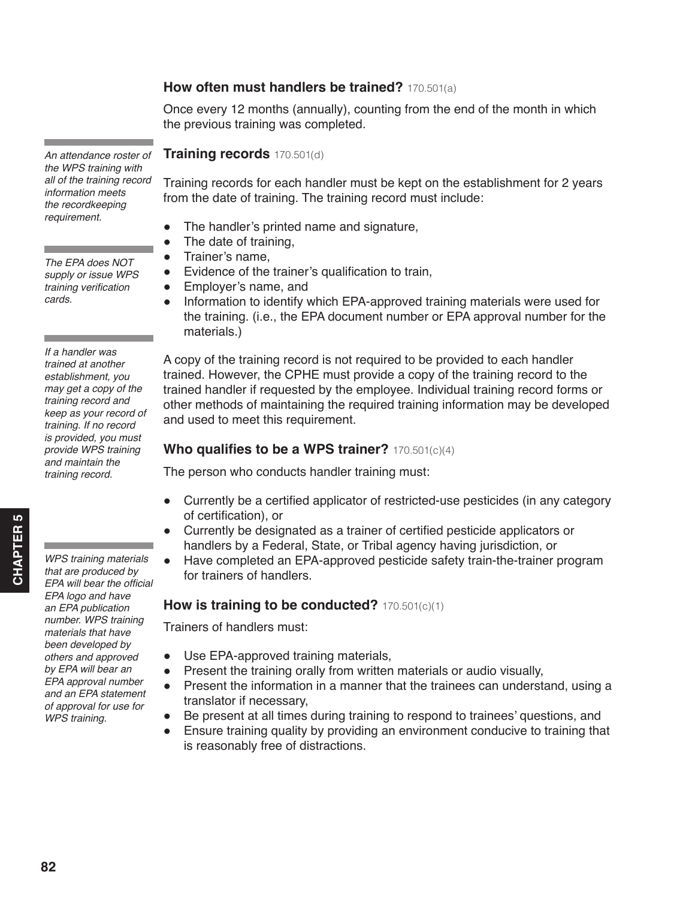### How often must handlers be trained? 170.501(a)

Once every 12 months (annually), counting from the end of the month in which the previous training was completed.

*An attendance roster of the WPS training with all of the training record information meets the recordkeeping requirement.*

### Training records 170.501(d)

Training records for each handler must be kept on the establishment for 2 years from the date of training. The training record must include:

- The handler's printed name and signature,
- The date of training,
- Trainer's name,
- Evidence of the trainer's qualification to train,
- Employer's name, and
- Information to identify which EPA-approved training materials were used for the training. (i.e., the EPA document number or EPA approval number for the materials.)

*The EPA does NOT supply or issue WPS training verification cards.*

A copy of the training record is not required to be provided to each handler trained. However, the CPHE must provide a copy of the training record to the trained handler if requested by the employee. Individual training record forms or other methods of maintaining the required training information may be developed and used to meet this requirement.

*If a handler was trained at another establishment, you may get a copy of the training record and keep as your record of training. If no record is provided, you must provide WPS training and maintain the training record.*

### Who qualifies to be a WPS trainer? 170.501(c)(4)

The person who conducts handler training must:

- Currently be a certified applicator of restricted-use pesticides (in any category of certification), or
- Currently be designated as a trainer of certified pesticide applicators or handlers by a Federal, State, or Tribal agency having jurisdiction, or
- Have completed an EPA-approved pesticide safety train-the-trainer program for trainers of handlers.

*WPS training materials that are produced by EPA will bear the official EPA logo and have an EPA publication number. WPS training materials that have been developed by others and approved by EPA will bear an EPA approval number and an EPA statement of approval for use for WPS training.*

### How is training to be conducted? 170.501(c)(1)

Trainers of handlers must:

- Use EPA-approved training materials,
- Present the training orally from written materials or audio visually,
- Present the information in a manner that the trainees can understand, using a translator if necessary,
- Be present at all times during training to respond to trainees' questions, and
- Ensure training quality by providing an environment conducive to training that is reasonably free of distractions.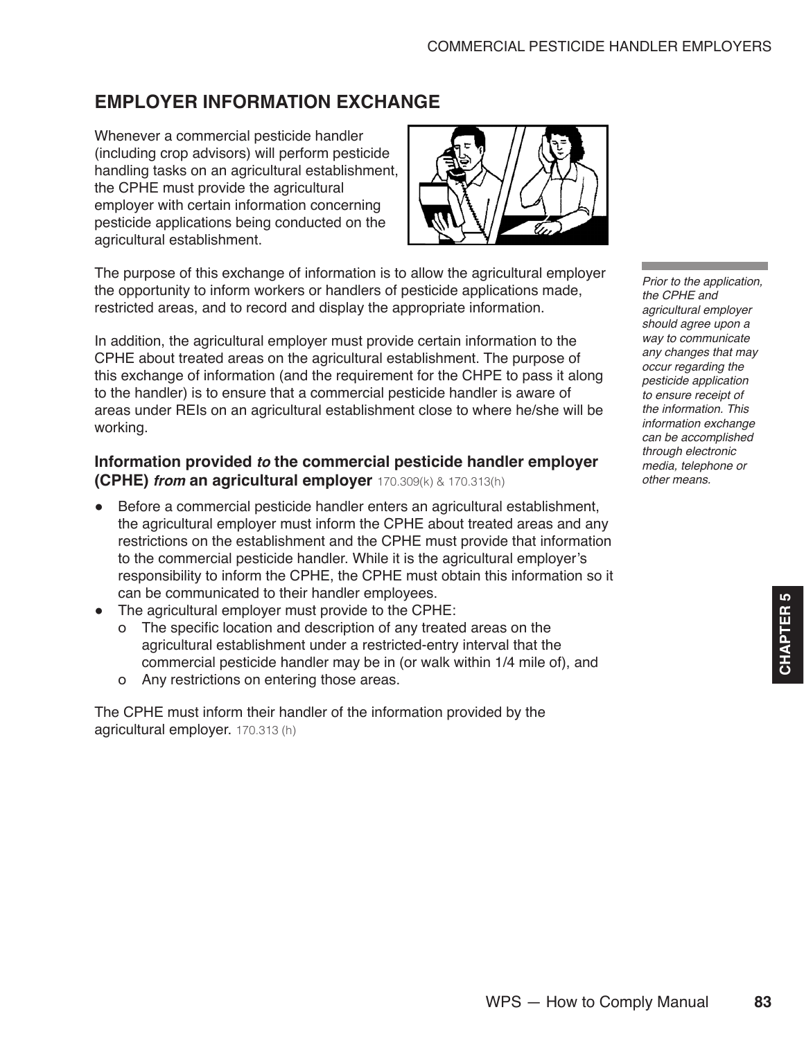## EMPLOYER INFORMATION EXCHANGE

Whenever a commercial pesticide handler (including crop advisors) will perform pesticide handling tasks on an agricultural establishment, the CPHE must provide the agricultural employer with certain information concerning pesticide applications being conducted on the agricultural establishment.

The purpose of this exchange of information is to allow the agricultural employer the opportunity to inform workers or handlers of pesticide applications made, restricted areas, and to record and display the appropriate information.

*Prior to the application, the CPHE and agricultural employer should agree upon a way to communicate any changes that may occur regarding the pesticide application to ensure receipt of the information. This information exchange can be accomplished through electronic media, telephone or other means.*

In addition, the agricultural employer must provide certain information to the CPHE about treated areas on the agricultural establishment. The purpose of this exchange of information (and the requirement for the CHPE to pass it along to the handler) is to ensure that a commercial pesticide handler is aware of areas under REIs on an agricultural establishment close to where he/she will be working.

### Information provided *to* the commercial pesticide handler employer (CPHE) *from* an agricultural employer 170.309(k) & 170.313(h)

- Before a commercial pesticide handler enters an agricultural establishment, the agricultural employer must inform the CPHE about treated areas and any restrictions on the establishment and the CPHE must provide that information to the commercial pesticide handler. While it is the agricultural employer's responsibility to inform the CPHE, the CPHE must obtain this information so it can be communicated to their handler employees.
- The agricultural employer must provide to the CPHE:
  - The specific location and description of any treated areas on the agricultural establishment under a restricted-entry interval that the commercial pesticide handler may be in (or walk within 1/4 mile of), and
  - Any restrictions on entering those areas.

The CPHE must inform their handler of the information provided by the agricultural employer. 170.313 (h)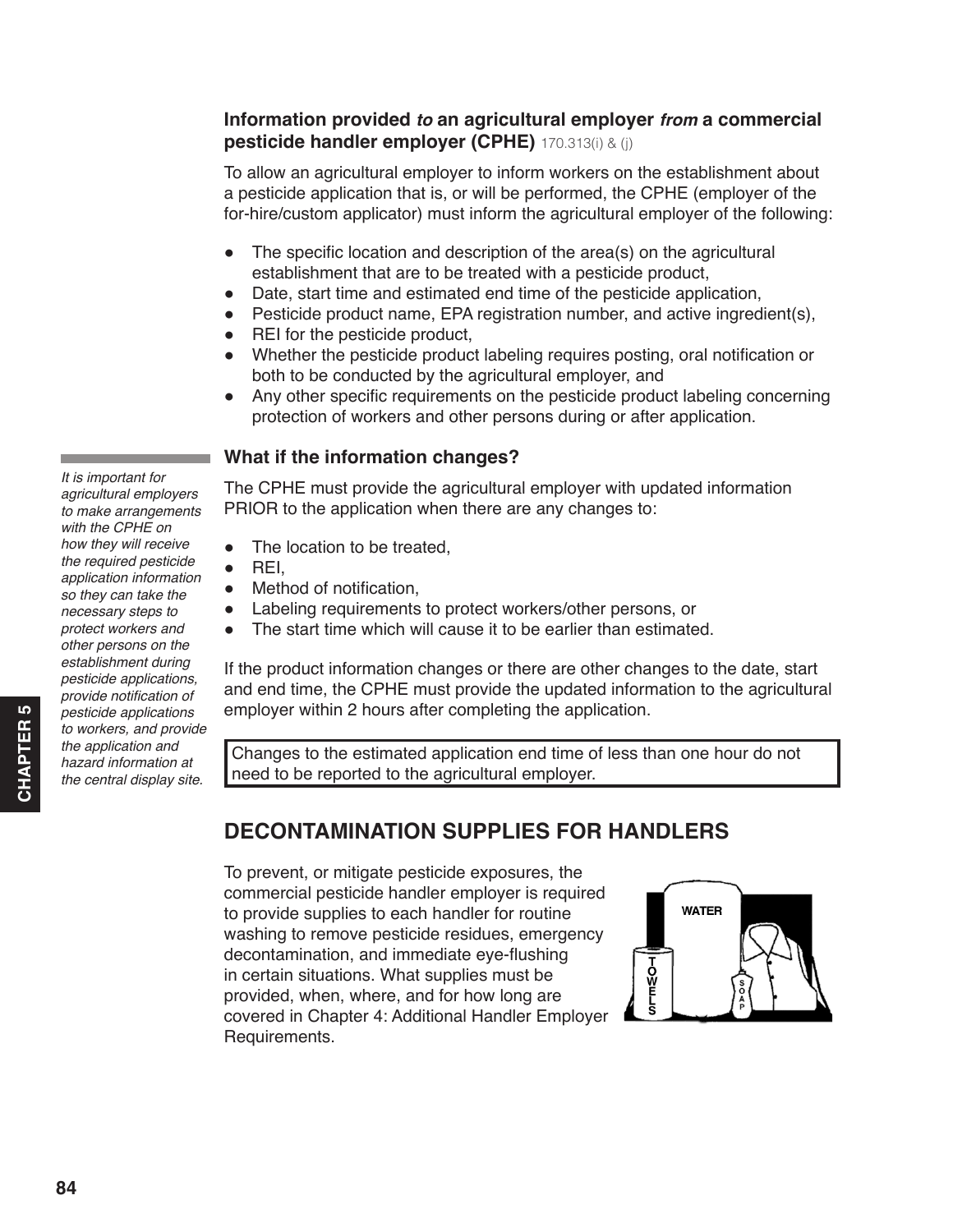### Information provided *to* an agricultural employer *from* a commercial pesticide handler employer (CPHE) 170.313(i) & (j)

To allow an agricultural employer to inform workers on the establishment about a pesticide application that is, or will be performed, the CPHE (employer of the for-hire/custom applicator) must inform the agricultural employer of the following:

- The specific location and description of the area(s) on the agricultural establishment that are to be treated with a pesticide product,
- Date, start time and estimated end time of the pesticide application,
- Pesticide product name, EPA registration number, and active ingredient(s),
- REI for the pesticide product,
- Whether the pesticide product labeling requires posting, oral notification or both to be conducted by the agricultural employer, and
- Any other specific requirements on the pesticide product labeling concerning protection of workers and other persons during or after application.

### What if the information changes?

*It is important for agricultural employers to make arrangements with the CPHE on how they will receive the required pesticide application information so they can take the necessary steps to protect workers and other persons on the establishment during pesticide applications, provide notification of pesticide applications to workers, and provide the application and hazard information at the central display site.*

The CPHE must provide the agricultural employer with updated information PRIOR to the application when there are any changes to:

- The location to be treated,
- REI,
- Method of notification,
- Labeling requirements to protect workers/other persons, or
- The start time which will cause it to be earlier than estimated.

If the product information changes or there are other changes to the date, start and end time, the CPHE must provide the updated information to the agricultural employer within 2 hours after completing the application.

> Changes to the estimated application end time of less than one hour do not need to be reported to the agricultural employer.

## DECONTAMINATION SUPPLIES FOR HANDLERS

To prevent, or mitigate pesticide exposures, the commercial pesticide handler employer is required to provide supplies to each handler for routine washing to remove pesticide residues, emergency decontamination, and immediate eye-flushing in certain situations. What supplies must be provided, when, where, and for how long are covered in Chapter 4: Additional Handler Employer Requirements.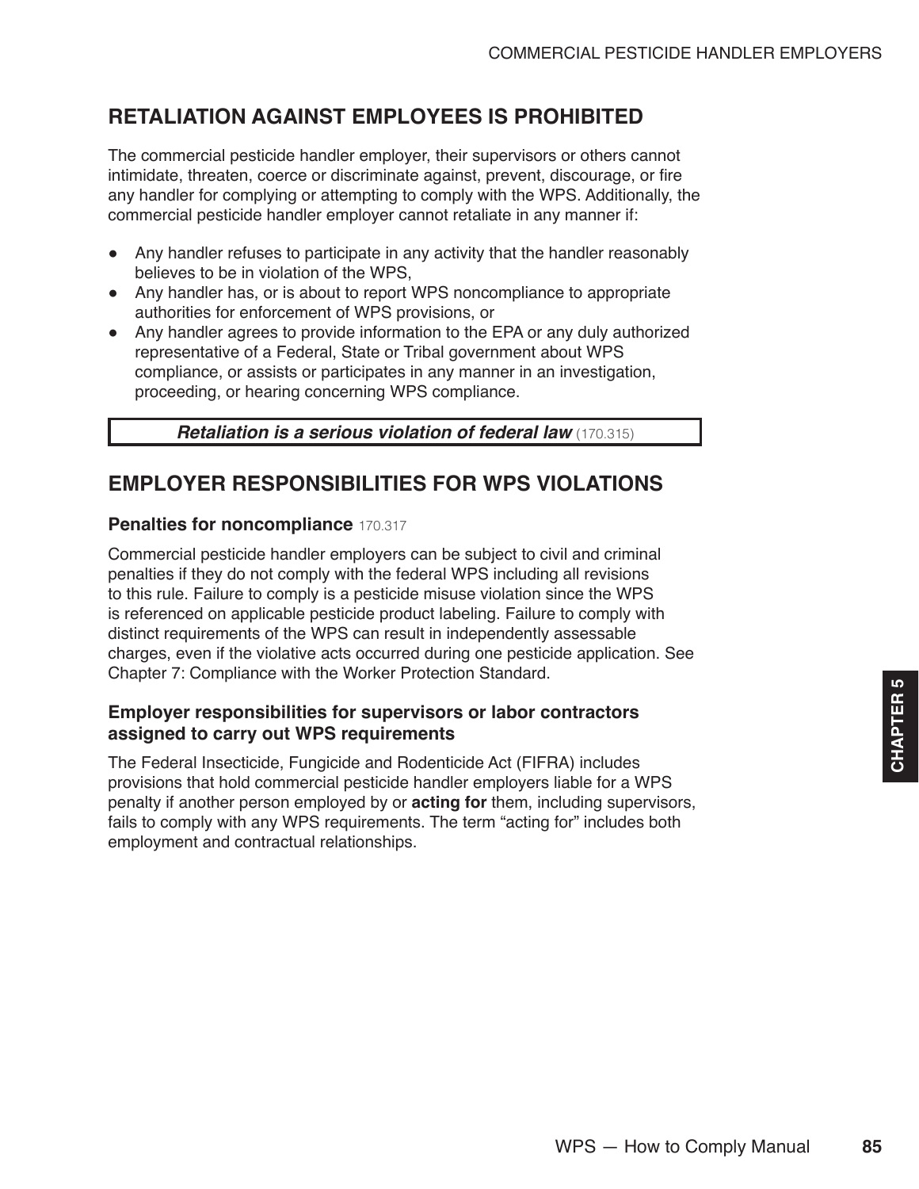## RETALIATION AGAINST EMPLOYEES IS PROHIBITED

The commercial pesticide handler employer, their supervisors or others cannot intimidate, threaten, coerce or discriminate against, prevent, discourage, or fire any handler for complying or attempting to comply with the WPS. Additionally, the commercial pesticide handler employer cannot retaliate in any manner if:

- Any handler refuses to participate in any activity that the handler reasonably believes to be in violation of the WPS,
- Any handler has, or is about to report WPS noncompliance to appropriate authorities for enforcement of WPS provisions, or
- Any handler agrees to provide information to the EPA or any duly authorized representative of a Federal, State or Tribal government about WPS compliance, or assists or participates in any manner in an investigation, proceeding, or hearing concerning WPS compliance.

***Retaliation is a serious violation of federal law*** (170.315)

## EMPLOYER RESPONSIBILITIES FOR WPS VIOLATIONS

### Penalties for noncompliance 170.317

Commercial pesticide handler employers can be subject to civil and criminal penalties if they do not comply with the federal WPS including all revisions to this rule. Failure to comply is a pesticide misuse violation since the WPS is referenced on applicable pesticide product labeling. Failure to comply with distinct requirements of the WPS can result in independently assessable charges, even if the violative acts occurred during one pesticide application. See Chapter 7: Compliance with the Worker Protection Standard.

### Employer responsibilities for supervisors or labor contractors assigned to carry out WPS requirements

The Federal Insecticide, Fungicide and Rodenticide Act (FIFRA) includes provisions that hold commercial pesticide handler employers liable for a WPS penalty if another person employed by or **acting for** them, including supervisors, fails to comply with any WPS requirements. The term "acting for" includes both employment and contractual relationships.